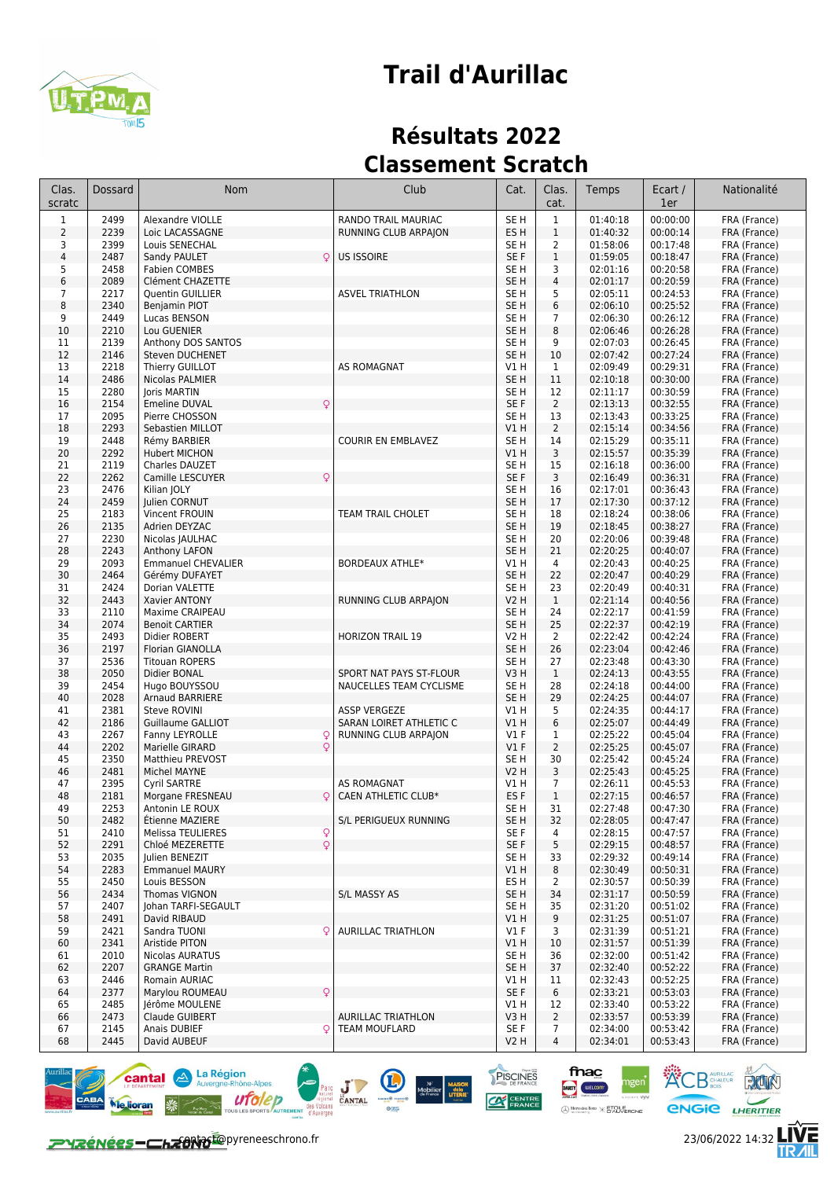# Trail d'Aurillac

## Résultats 2022

## Classement Scratch

| Clas. scratc | Dossard | Nom | | Club | Cat. | Clas. cat. | Temps | Ecart / 1er | Nationalité |
|---|---|---|---|---|---|---|---|---|---|
| 1 | 2499 | Alexandre VIOLLE | | RANDO TRAIL MAURIAC | SE H | 1 | 01:40:18 | 00:00:00 | FRA (France) |
| 2 | 2239 | Loic LACASSAGNE | | RUNNING CLUB ARPAJON | ES H | 1 | 01:40:32 | 00:00:14 | FRA (France) |
| 3 | 2399 | Louis SENECHAL | | | SE H | 2 | 01:58:06 | 00:17:48 | FRA (France) |
| 4 | 2487 | Sandy PAULET | ♀ | US ISSOIRE | SE F | 1 | 01:59:05 | 00:18:47 | FRA (France) |
| 5 | 2458 | Fabien COMBES | | | SE H | 3 | 02:01:16 | 00:20:58 | FRA (France) |
| 6 | 2089 | Clément CHAZETTE | | | SE H | 4 | 02:01:17 | 00:20:59 | FRA (France) |
| 7 | 2217 | Quentin GUILLIER | | ASVEL TRIATHLON | SE H | 5 | 02:05:11 | 00:24:53 | FRA (France) |
| 8 | 2340 | Benjamin PIOT | | | SE H | 6 | 02:06:10 | 00:25:52 | FRA (France) |
| 9 | 2449 | Lucas BENSON | | | SE H | 7 | 02:06:30 | 00:26:12 | FRA (France) |
| 10 | 2210 | Lou GUENIER | | | SE H | 8 | 02:06:46 | 00:26:28 | FRA (France) |
| 11 | 2139 | Anthony DOS SANTOS | | | SE H | 9 | 02:07:03 | 00:26:45 | FRA (France) |
| 12 | 2146 | Steven DUCHENET | | | SE H | 10 | 02:07:42 | 00:27:24 | FRA (France) |
| 13 | 2218 | Thierry GUILLOT | | AS ROMAGNAT | V1 H | 1 | 02:09:49 | 00:29:31 | FRA (France) |
| 14 | 2486 | Nicolas PALMIER | | | SE H | 11 | 02:10:18 | 00:30:00 | FRA (France) |
| 15 | 2280 | Joris MARTIN | | | SE H | 12 | 02:11:17 | 00:30:59 | FRA (France) |
| 16 | 2154 | Emeline DUVAL | ♀ | | SE F | 2 | 02:13:13 | 00:32:55 | FRA (France) |
| 17 | 2095 | Pierre CHOSSON | | | SE H | 13 | 02:13:43 | 00:33:25 | FRA (France) |
| 18 | 2293 | Sebastien MILLOT | | | V1 H | 2 | 02:15:14 | 00:34:56 | FRA (France) |
| 19 | 2448 | Rémy BARBIER | | COURIR EN EMBLAVEZ | SE H | 14 | 02:15:29 | 00:35:11 | FRA (France) |
| 20 | 2292 | Hubert MICHON | | | V1 H | 3 | 02:15:57 | 00:35:39 | FRA (France) |
| 21 | 2119 | Charles DAUZET | | | SE H | 15 | 02:16:18 | 00:36:00 | FRA (France) |
| 22 | 2262 | Camille LESCUYER | ♀ | | SE F | 3 | 02:16:49 | 00:36:31 | FRA (France) |
| 23 | 2476 | Kilian JOLY | | | SE H | 16 | 02:17:01 | 00:36:43 | FRA (France) |
| 24 | 2459 | Julien CORNUT | | | SE H | 17 | 02:17:30 | 00:37:12 | FRA (France) |
| 25 | 2183 | Vincent FROUIN | | TEAM TRAIL CHOLET | SE H | 18 | 02:18:24 | 00:38:06 | FRA (France) |
| 26 | 2135 | Adrien DEYZAC | | | SE H | 19 | 02:18:45 | 00:38:27 | FRA (France) |
| 27 | 2230 | Nicolas JAULHAC | | | SE H | 20 | 02:20:06 | 00:39:48 | FRA (France) |
| 28 | 2243 | Anthony LAFON | | | SE H | 21 | 02:20:25 | 00:40:07 | FRA (France) |
| 29 | 2093 | Emmanuel CHEVALIER | | BORDEAUX ATHLE* | V1 H | 4 | 02:20:43 | 00:40:25 | FRA (France) |
| 30 | 2464 | Gérémy DUFAYET | | | SE H | 22 | 02:20:47 | 00:40:29 | FRA (France) |
| 31 | 2424 | Dorian VALETTE | | | SE H | 23 | 02:20:49 | 00:40:31 | FRA (France) |
| 32 | 2443 | Xavier ANTONY | | RUNNING CLUB ARPAJON | V2 H | 1 | 02:21:14 | 00:40:56 | FRA (France) |
| 33 | 2110 | Maxime CRAIPEAU | | | SE H | 24 | 02:22:17 | 00:41:59 | FRA (France) |
| 34 | 2074 | Benoit CARTIER | | | SE H | 25 | 02:22:37 | 00:42:19 | FRA (France) |
| 35 | 2493 | Didier ROBERT | | HORIZON TRAIL 19 | V2 H | 2 | 02:22:42 | 00:42:24 | FRA (France) |
| 36 | 2197 | Florian GIANOLLA | | | SE H | 26 | 02:23:04 | 00:42:46 | FRA (France) |
| 37 | 2536 | Titouan ROPERS | | | SE H | 27 | 02:23:48 | 00:43:30 | FRA (France) |
| 38 | 2050 | Didier BONAL | | SPORT NAT PAYS ST-FLOUR | V3 H | 1 | 02:24:13 | 00:43:55 | FRA (France) |
| 39 | 2454 | Hugo BOUYSSOU | | NAUCELLES TEAM CYCLISME | SE H | 28 | 02:24:18 | 00:44:00 | FRA (France) |
| 40 | 2028 | Arnaud BARRIERE | | | SE H | 29 | 02:24:25 | 00:44:07 | FRA (France) |
| 41 | 2381 | Steve ROVINI | | ASSP VERGEZE | V1 H | 5 | 02:24:35 | 00:44:17 | FRA (France) |
| 42 | 2186 | Guillaume GALLIOT | | SARAN LOIRET ATHLETIC C | V1 H | 6 | 02:25:07 | 00:44:49 | FRA (France) |
| 43 | 2267 | Fanny LEYROLLE | ♀ | RUNNING CLUB ARPAJON | V1 F | 1 | 02:25:22 | 00:45:04 | FRA (France) |
| 44 | 2202 | Marielle GIRARD | ♀ | | V1 F | 2 | 02:25:25 | 00:45:07 | FRA (France) |
| 45 | 2350 | Matthieu PREVOST | | | SE H | 30 | 02:25:42 | 00:45:24 | FRA (France) |
| 46 | 2481 | Michel MAYNE | | | V2 H | 3 | 02:25:43 | 00:45:25 | FRA (France) |
| 47 | 2395 | Cyril SARTRE | | AS ROMAGNAT | V1 H | 7 | 02:26:11 | 00:45:53 | FRA (France) |
| 48 | 2181 | Morgane FRESNEAU | ♀ | CAEN ATHLETIC CLUB* | ES F | 1 | 02:27:15 | 00:46:57 | FRA (France) |
| 49 | 2253 | Antonin LE ROUX | | | SE H | 31 | 02:27:48 | 00:47:30 | FRA (France) |
| 50 | 2482 | Étienne MAZIERE | | S/L PERIGUEUX RUNNING | SE H | 32 | 02:28:05 | 00:47:47 | FRA (France) |
| 51 | 2410 | Melissa TEULIERES | ♀ | | SE F | 4 | 02:28:15 | 00:47:57 | FRA (France) |
| 52 | 2291 | Chloé MEZERETTE | ♀ | | SE F | 5 | 02:29:15 | 00:48:57 | FRA (France) |
| 53 | 2035 | Julien BENEZIT | | | SE H | 33 | 02:29:32 | 00:49:14 | FRA (France) |
| 54 | 2283 | Emmanuel MAURY | | | V1 H | 8 | 02:30:49 | 00:50:31 | FRA (France) |
| 55 | 2450 | Louis BESSON | | | ES H | 2 | 02:30:57 | 00:50:39 | FRA (France) |
| 56 | 2434 | Thomas VIGNON | | S/L MASSY AS | SE H | 34 | 02:31:17 | 00:50:59 | FRA (France) |
| 57 | 2407 | Johan TARFI-SEGAULT | | | SE H | 35 | 02:31:20 | 00:51:02 | FRA (France) |
| 58 | 2491 | David RIBAUD | | | V1 H | 9 | 02:31:25 | 00:51:07 | FRA (France) |
| 59 | 2421 | Sandra TUONI | ♀ | AURILLAC TRIATHLON | V1 F | 3 | 02:31:39 | 00:51:21 | FRA (France) |
| 60 | 2341 | Aristide PITON | | | V1 H | 10 | 02:31:57 | 00:51:39 | FRA (France) |
| 61 | 2010 | Nicolas AURATUS | | | SE H | 36 | 02:32:00 | 00:51:42 | FRA (France) |
| 62 | 2207 | GRANGE Martin | | | SE H | 37 | 02:32:40 | 00:52:22 | FRA (France) |
| 63 | 2446 | Romain AURIAC | | | V1 H | 11 | 02:32:43 | 00:52:25 | FRA (France) |
| 64 | 2377 | Marylou ROUMEAU | ♀ | | SE F | 6 | 02:33:21 | 00:53:03 | FRA (France) |
| 65 | 2485 | Jérôme MOULENE | | | V1 H | 12 | 02:33:40 | 00:53:22 | FRA (France) |
| 66 | 2473 | Claude GUIBERT | | AURILLAC TRIATHLON | V3 H | 2 | 02:33:57 | 00:53:39 | FRA (France) |
| 67 | 2145 | Anais DUBIEF | ♀ | TEAM MOUFLARD | SE F | 7 | 02:34:00 | 00:53:42 | FRA (France) |
| 68 | 2445 | David AUBEUF | | | V2 H | 4 | 02:34:01 | 00:53:43 | FRA (France) |

contact@pyreneeschrono.fr

23/06/2022 14:32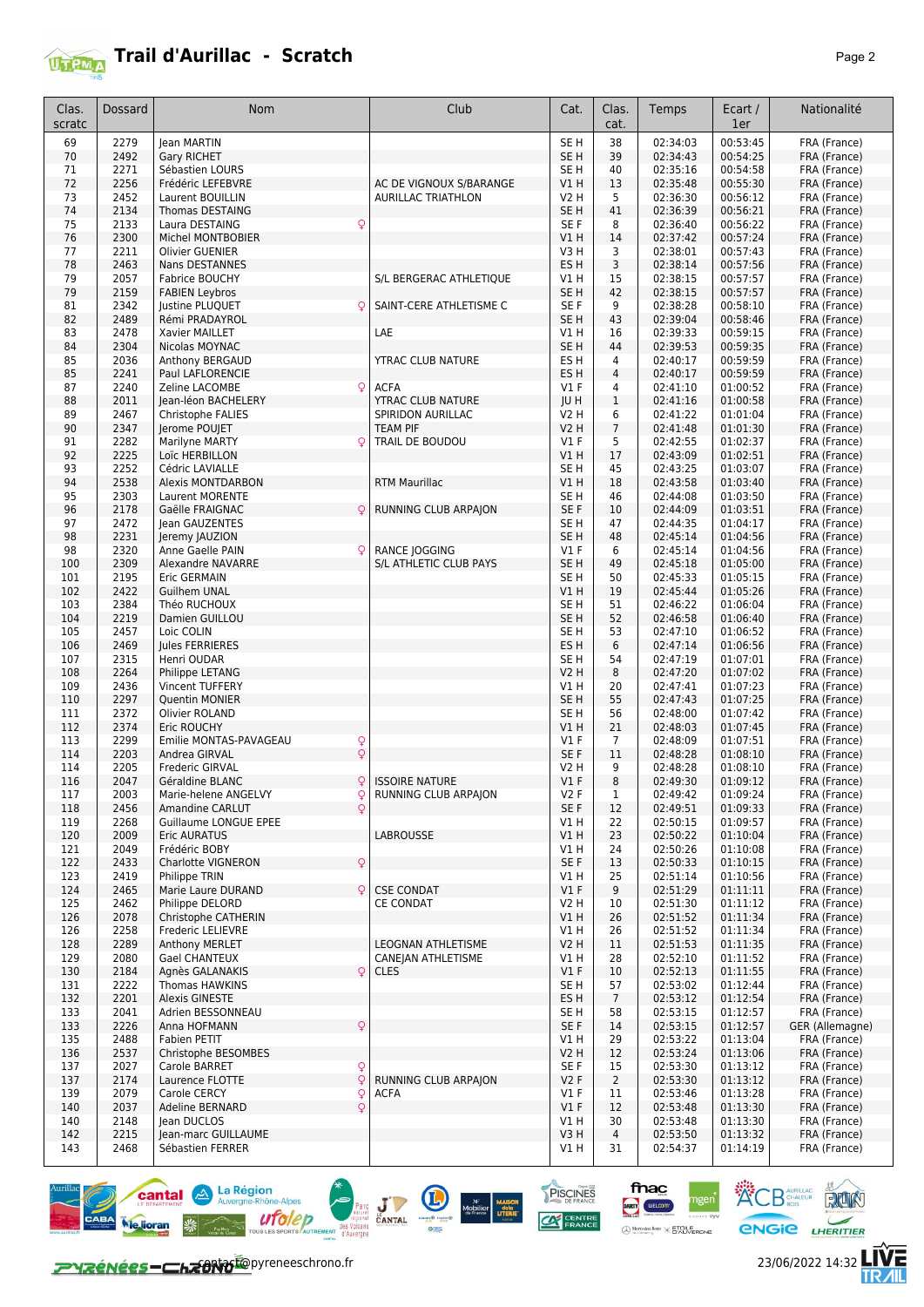# Trail d'Aurillac - Scratch

| Clas. scratc | Dossard | Nom | Club | Cat. | Clas. cat. | Temps | Ecart / 1er | Nationalité |
|---|---|---|---|---|---|---|---|---|
| 69 | 2279 | Jean MARTIN | | SE H | 38 | 02:34:03 | 00:53:45 | FRA (France) |
| 70 | 2492 | Gary RICHET | | SE H | 39 | 02:34:43 | 00:54:25 | FRA (France) |
| 71 | 2271 | Sébastien LOURS | | SE H | 40 | 02:35:16 | 00:54:58 | FRA (France) |
| 72 | 2256 | Frédéric LEFEBVRE | AC DE VIGNOUX S/BARANGE | V1 H | 13 | 02:35:48 | 00:55:30 | FRA (France) |
| 73 | 2452 | Laurent BOUILLIN | AURILLAC TRIATHLON | V2 H | 5 | 02:36:30 | 00:56:12 | FRA (France) |
| 74 | 2134 | Thomas DESTAING | | SE H | 41 | 02:36:39 | 00:56:21 | FRA (France) |
| 75 | 2133 | Laura DESTAING ♀ | | SE F | 8 | 02:36:40 | 00:56:22 | FRA (France) |
| 76 | 2300 | Michel MONTBOBIER | | V1 H | 14 | 02:37:42 | 00:57:24 | FRA (France) |
| 77 | 2211 | Olivier GUENIER | | V3 H | 3 | 02:38:01 | 00:57:43 | FRA (France) |
| 78 | 2463 | Nans DESTANNES | | ES H | 3 | 02:38:14 | 00:57:56 | FRA (France) |
| 79 | 2057 | Fabrice BOUCHY | S/L BERGERAC ATHLETIQUE | V1 H | 15 | 02:38:15 | 00:57:57 | FRA (France) |
| 79 | 2159 | FABIEN Leybros | | SE H | 42 | 02:38:15 | 00:57:57 | FRA (France) |
| 81 | 2342 | Justine PLUQUET ♀ | SAINT-CERE ATHLETISME C | SE F | 9 | 02:38:28 | 00:58:10 | FRA (France) |
| 82 | 2489 | Rémi PRADAYROL | | SE H | 43 | 02:39:04 | 00:58:46 | FRA (France) |
| 83 | 2478 | Xavier MAILLET | LAE | V1 H | 16 | 02:39:33 | 00:59:15 | FRA (France) |
| 84 | 2304 | Nicolas MOYNAC | | SE H | 44 | 02:39:53 | 00:59:35 | FRA (France) |
| 85 | 2036 | Anthony BERGAUD | YTRAC CLUB NATURE | ES H | 4 | 02:40:17 | 00:59:59 | FRA (France) |
| 85 | 2241 | Paul LAFLORENCIE | | ES H | 4 | 02:40:17 | 00:59:59 | FRA (France) |
| 87 | 2240 | Zeline LACOMBE ♀ | ACFA | V1 F | 4 | 02:41:10 | 01:00:52 | FRA (France) |
| 88 | 2011 | Jean-léon BACHELERY | YTRAC CLUB NATURE | JU H | 1 | 02:41:16 | 01:00:58 | FRA (France) |
| 89 | 2467 | Christophe FALIES | SPIRIDON AURILLAC | V2 H | 6 | 02:41:22 | 01:01:04 | FRA (France) |
| 90 | 2347 | Jerome POUJET | TEAM PIF | V2 H | 7 | 02:41:48 | 01:01:30 | FRA (France) |
| 91 | 2282 | Marilyne MARTY ♀ | TRAIL DE BOUDOU | V1 F | 5 | 02:42:55 | 01:02:37 | FRA (France) |
| 92 | 2225 | Loïc HERBILLON | | V1 H | 17 | 02:43:09 | 01:02:51 | FRA (France) |
| 93 | 2252 | Cédric LAVIALLE | | SE H | 45 | 02:43:25 | 01:03:07 | FRA (France) |
| 94 | 2538 | Alexis MONTDARBON | RTM Maurillac | V1 H | 18 | 02:43:58 | 01:03:40 | FRA (France) |
| 95 | 2303 | Laurent MORENTE | | SE H | 46 | 02:44:08 | 01:03:50 | FRA (France) |
| 96 | 2178 | Gaëlle FRAIGNAC ♀ | RUNNING CLUB ARPAJON | SE F | 10 | 02:44:09 | 01:03:51 | FRA (France) |
| 97 | 2472 | Jean GAUZENTES | | SE H | 47 | 02:44:35 | 01:04:17 | FRA (France) |
| 98 | 2231 | Jeremy JAUZION | | SE H | 48 | 02:45:14 | 01:04:56 | FRA (France) |
| 98 | 2320 | Anne Gaelle PAIN ♀ | RANCE JOGGING | V1 F | 6 | 02:45:14 | 01:04:56 | FRA (France) |
| 100 | 2309 | Alexandre NAVARRE | S/L ATHLETIC CLUB PAYS | SE H | 49 | 02:45:18 | 01:05:00 | FRA (France) |
| 101 | 2195 | Eric GERMAIN | | SE H | 50 | 02:45:33 | 01:05:15 | FRA (France) |
| 102 | 2422 | Guilhem UNAL | | V1 H | 19 | 02:45:44 | 01:05:26 | FRA (France) |
| 103 | 2384 | Théo RUCHOUX | | SE H | 51 | 02:46:22 | 01:06:04 | FRA (France) |
| 104 | 2219 | Damien GUILLOU | | SE H | 52 | 02:46:58 | 01:06:40 | FRA (France) |
| 105 | 2457 | Loic COLIN | | SE H | 53 | 02:47:10 | 01:06:52 | FRA (France) |
| 106 | 2469 | Jules FERRIERES | | ES H | 6 | 02:47:14 | 01:06:56 | FRA (France) |
| 107 | 2315 | Henri OUDAR | | SE H | 54 | 02:47:19 | 01:07:01 | FRA (France) |
| 108 | 2264 | Philippe LETANG | | V2 H | 8 | 02:47:20 | 01:07:02 | FRA (France) |
| 109 | 2436 | Vincent TUFFERY | | V1 H | 20 | 02:47:41 | 01:07:23 | FRA (France) |
| 110 | 2297 | Quentin MONIER | | SE H | 55 | 02:47:43 | 01:07:25 | FRA (France) |
| 111 | 2372 | Olivier ROLAND | | SE H | 56 | 02:48:00 | 01:07:42 | FRA (France) |
| 112 | 2374 | Eric ROUCHY | | V1 H | 21 | 02:48:03 | 01:07:45 | FRA (France) |
| 113 | 2299 | Emilie MONTAS-PAVAGEAU ♀ | | V1 F | 7 | 02:48:09 | 01:07:51 | FRA (France) |
| 114 | 2203 | Andrea GIRVAL ♀ | | SE F | 11 | 02:48:28 | 01:08:10 | FRA (France) |
| 114 | 2205 | Frederic GIRVAL | | V2 H | 9 | 02:48:28 | 01:08:10 | FRA (France) |
| 116 | 2047 | Géraldine BLANC ♀ | ISSOIRE NATURE | V1 F | 8 | 02:49:30 | 01:09:12 | FRA (France) |
| 117 | 2003 | Marie-helene ANGELVY ♀ | RUNNING CLUB ARPAJON | V2 F | 1 | 02:49:42 | 01:09:24 | FRA (France) |
| 118 | 2456 | Amandine CARLUT ♀ | | SE F | 12 | 02:49:51 | 01:09:33 | FRA (France) |
| 119 | 2268 | Guillaume LONGUE EPEE | | V1 H | 22 | 02:50:15 | 01:09:57 | FRA (France) |
| 120 | 2009 | Eric AURATUS | LABROUSSE | V1 H | 23 | 02:50:22 | 01:10:04 | FRA (France) |
| 121 | 2049 | Frédéric BOBY | | V1 H | 24 | 02:50:26 | 01:10:08 | FRA (France) |
| 122 | 2433 | Charlotte VIGNERON ♀ | | SE F | 13 | 02:50:33 | 01:10:15 | FRA (France) |
| 123 | 2419 | Philippe TRIN | | V1 H | 25 | 02:51:14 | 01:10:56 | FRA (France) |
| 124 | 2465 | Marie Laure DURAND ♀ | CSE CONDAT | V1 F | 9 | 02:51:29 | 01:11:11 | FRA (France) |
| 125 | 2462 | Philippe DELORD | CE CONDAT | V2 H | 10 | 02:51:30 | 01:11:12 | FRA (France) |
| 126 | 2078 | Christophe CATHERIN | | V1 H | 26 | 02:51:52 | 01:11:34 | FRA (France) |
| 126 | 2258 | Frederic LELIEVRE | | V1 H | 26 | 02:51:52 | 01:11:34 | FRA (France) |
| 128 | 2289 | Anthony MERLET | LEOGNAN ATHLETISME | V2 H | 11 | 02:51:53 | 01:11:35 | FRA (France) |
| 129 | 2080 | Gael CHANTEUX | CANEJAN ATHLETISME | V1 H | 28 | 02:52:10 | 01:11:52 | FRA (France) |
| 130 | 2184 | Agnès GALANAKIS ♀ | CLES | V1 F | 10 | 02:52:13 | 01:11:55 | FRA (France) |
| 131 | 2222 | Thomas HAWKINS | | SE H | 57 | 02:53:02 | 01:12:44 | FRA (France) |
| 132 | 2201 | Alexis GINESTE | | ES H | 7 | 02:53:12 | 01:12:54 | FRA (France) |
| 133 | 2041 | Adrien BESSONNEAU | | SE H | 58 | 02:53:15 | 01:12:57 | FRA (France) |
| 133 | 2226 | Anna HOFMANN ♀ | | SE F | 14 | 02:53:15 | 01:12:57 | GER (Allemagne) |
| 135 | 2488 | Fabien PETIT | | V1 H | 29 | 02:53:22 | 01:13:04 | FRA (France) |
| 136 | 2537 | Christophe BESOMBES | | V2 H | 12 | 02:53:24 | 01:13:06 | FRA (France) |
| 137 | 2027 | Carole BARRET ♀ | | SE F | 15 | 02:53:30 | 01:13:12 | FRA (France) |
| 137 | 2174 | Laurence FLOTTE ♀ | RUNNING CLUB ARPAJON | V2 F | 2 | 02:53:30 | 01:13:12 | FRA (France) |
| 139 | 2079 | Carole CERCY ♀ | ACFA | V1 F | 11 | 02:53:46 | 01:13:28 | FRA (France) |
| 140 | 2037 | Adeline BERNARD ♀ | | V1 F | 12 | 02:53:48 | 01:13:30 | FRA (France) |
| 140 | 2148 | Jean DUCLOS | | V1 H | 30 | 02:53:48 | 01:13:30 | FRA (France) |
| 142 | 2215 | Jean-marc GUILLAUME | | V3 H | 4 | 02:53:50 | 01:13:32 | FRA (France) |
| 143 | 2468 | Sébastien FERRER | | V1 H | 31 | 02:54:37 | 01:14:19 | FRA (France) |

contact@pyreneeschrono.fr

23/06/2022 14:32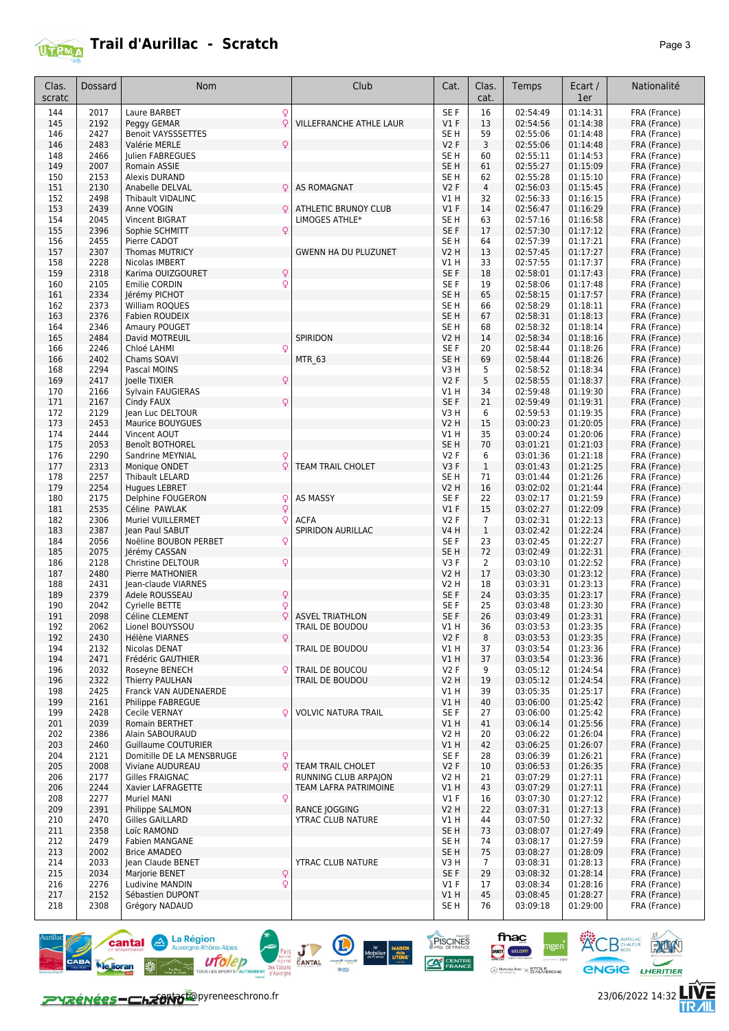# Trail d'Aurillac - Scratch

| Clas. scratc | Dossard | Nom | Club | Cat. | Clas. cat. | Temps | Ecart / 1er | Nationalité |
|---|---|---|---|---|---|---|---|---|
| 144 | 2017 | Laure BARBET ♀ | | SE F | 16 | 02:54:49 | 01:14:31 | FRA (France) |
| 145 | 2192 | Peggy GEMAR ♀ | VILLEFRANCHE ATHLE LAUR | V1 F | 13 | 02:54:56 | 01:14:38 | FRA (France) |
| 146 | 2427 | Benoit VAYSSSETTES | | SE H | 59 | 02:55:06 | 01:14:48 | FRA (France) |
| 146 | 2483 | Valérie MERLE ♀ | | V2 F | 3 | 02:55:06 | 01:14:48 | FRA (France) |
| 148 | 2466 | Julien FABREGUES | | SE H | 60 | 02:55:11 | 01:14:53 | FRA (France) |
| 149 | 2007 | Romain ASSIE | | SE H | 61 | 02:55:27 | 01:15:09 | FRA (France) |
| 150 | 2153 | Alexis DURAND | | SE H | 62 | 02:55:28 | 01:15:10 | FRA (France) |
| 151 | 2130 | Anabelle DELVAL ♀ | AS ROMAGNAT | V2 F | 4 | 02:56:03 | 01:15:45 | FRA (France) |
| 152 | 2498 | Thibault VIDALINC | | V1 H | 32 | 02:56:33 | 01:16:15 | FRA (France) |
| 153 | 2439 | Anne VOGIN ♀ | ATHLETIC BRUNOY CLUB | V1 F | 14 | 02:56:47 | 01:16:29 | FRA (France) |
| 154 | 2045 | Vincent BIGRAT | LIMOGES ATHLE* | SE H | 63 | 02:57:16 | 01:16:58 | FRA (France) |
| 155 | 2396 | Sophie SCHMITT ♀ | | SE F | 17 | 02:57:30 | 01:17:12 | FRA (France) |
| 156 | 2455 | Pierre CADOT | | SE H | 64 | 02:57:39 | 01:17:21 | FRA (France) |
| 157 | 2307 | Thomas MUTRICY | GWENN HA DU PLUZUNET | V2 H | 13 | 02:57:45 | 01:17:27 | FRA (France) |
| 158 | 2228 | Nicolas IMBERT | | V1 H | 33 | 02:57:55 | 01:17:37 | FRA (France) |
| 159 | 2318 | Karima OUIZGOURET ♀ | | SE F | 18 | 02:58:01 | 01:17:43 | FRA (France) |
| 160 | 2105 | Emilie CORDIN ♀ | | SE F | 19 | 02:58:06 | 01:17:48 | FRA (France) |
| 161 | 2334 | Jérémy PICHOT | | SE H | 65 | 02:58:15 | 01:17:57 | FRA (France) |
| 162 | 2373 | William ROQUES | | SE H | 66 | 02:58:29 | 01:18:11 | FRA (France) |
| 163 | 2376 | Fabien ROUDEIX | | SE H | 67 | 02:58:31 | 01:18:13 | FRA (France) |
| 164 | 2346 | Amaury POUGET | | SE H | 68 | 02:58:32 | 01:18:14 | FRA (France) |
| 165 | 2484 | David MOTREUIL | SPIRIDON | V2 H | 14 | 02:58:34 | 01:18:16 | FRA (France) |
| 166 | 2246 | Chloé LAHMI ♀ | | SE F | 20 | 02:58:44 | 01:18:26 | FRA (France) |
| 166 | 2402 | Chams SOAVI | MTR_63 | SE H | 69 | 02:58:44 | 01:18:26 | FRA (France) |
| 168 | 2294 | Pascal MOINS | | V3 H | 5 | 02:58:52 | 01:18:34 | FRA (France) |
| 169 | 2417 | Joelle TIXIER ♀ | | V2 F | 5 | 02:58:55 | 01:18:37 | FRA (France) |
| 170 | 2166 | Sylvain FAUGIERAS | | V1 H | 34 | 02:59:48 | 01:19:30 | FRA (France) |
| 171 | 2167 | Cindy FAUX ♀ | | SE F | 21 | 02:59:49 | 01:19:31 | FRA (France) |
| 172 | 2129 | Jean Luc DELTOUR | | V3 H | 6 | 02:59:53 | 01:19:35 | FRA (France) |
| 173 | 2453 | Maurice BOUYGUES | | V2 H | 15 | 03:00:23 | 01:20:05 | FRA (France) |
| 174 | 2444 | Vincent AOUT | | V1 H | 35 | 03:00:24 | 01:20:06 | FRA (France) |
| 175 | 2053 | Benoît BOTHOREL | | SE H | 70 | 03:01:21 | 01:21:03 | FRA (France) |
| 176 | 2290 | Sandrine MEYNIAL ♀ | | V2 F | 6 | 03:01:36 | 01:21:18 | FRA (France) |
| 177 | 2313 | Monique ONDET ♀ | TEAM TRAIL CHOLET | V3 F | 1 | 03:01:43 | 01:21:25 | FRA (France) |
| 178 | 2257 | Thibault LELARD | | SE H | 71 | 03:01:44 | 01:21:26 | FRA (France) |
| 179 | 2254 | Hugues LEBRET | | V2 H | 16 | 03:02:02 | 01:21:44 | FRA (France) |
| 180 | 2175 | Delphine FOUGERON ♀ | AS MASSY | SE F | 22 | 03:02:17 | 01:21:59 | FRA (France) |
| 181 | 2535 | Céline PAWLAK ♀ | | V1 F | 15 | 03:02:27 | 01:22:09 | FRA (France) |
| 182 | 2306 | Muriel VUILLERMET ♀ | ACFA | V2 F | 7 | 03:02:31 | 01:22:13 | FRA (France) |
| 183 | 2387 | Jean Paul SABUT | SPIRIDON AURILLAC | V4 H | 1 | 03:02:42 | 01:22:24 | FRA (France) |
| 184 | 2056 | Noëline BOUBON PERBET ♀ | | SE F | 23 | 03:02:45 | 01:22:27 | FRA (France) |
| 185 | 2075 | Jérémy CASSAN | | SE H | 72 | 03:02:49 | 01:22:31 | FRA (France) |
| 186 | 2128 | Christine DELTOUR ♀ | | V3 F | 2 | 03:03:10 | 01:22:52 | FRA (France) |
| 187 | 2480 | Pierre MATHONIER | | V2 H | 17 | 03:03:30 | 01:23:12 | FRA (France) |
| 188 | 2431 | Jean-claude VIARNES | | V2 H | 18 | 03:03:31 | 01:23:13 | FRA (France) |
| 189 | 2379 | Adele ROUSSEAU ♀ | | SE F | 24 | 03:03:35 | 01:23:17 | FRA (France) |
| 190 | 2042 | Cyrielle BETTE ♀ | | SE F | 25 | 03:03:48 | 01:23:30 | FRA (France) |
| 191 | 2098 | Céline CLEMENT ♀ | ASVEL TRIATHLON | SE F | 26 | 03:03:49 | 01:23:31 | FRA (France) |
| 192 | 2062 | Lionel BOUYSSOU | TRAIL DE BOUDOU | V1 H | 36 | 03:03:53 | 01:23:35 | FRA (France) |
| 192 | 2430 | Hélène VIARNES ♀ | | V2 F | 8 | 03:03:53 | 01:23:35 | FRA (France) |
| 194 | 2132 | Nicolas DENAT | TRAIL DE BOUDOU | V1 H | 37 | 03:03:54 | 01:23:36 | FRA (France) |
| 194 | 2471 | Frédéric GAUTHIER | | V1 H | 37 | 03:03:54 | 01:23:36 | FRA (France) |
| 196 | 2032 | Roseyne BENECH ♀ | TRAIL DE BOUCOU | V2 F | 9 | 03:05:12 | 01:24:54 | FRA (France) |
| 196 | 2322 | Thierry PAULHAN | TRAIL DE BOUDOU | V2 H | 19 | 03:05:12 | 01:24:54 | FRA (France) |
| 198 | 2425 | Franck VAN AUDENAERDE | | V1 H | 39 | 03:05:35 | 01:25:17 | FRA (France) |
| 199 | 2161 | Philippe FABREGUE | | V1 H | 40 | 03:06:00 | 01:25:42 | FRA (France) |
| 199 | 2428 | Cecile VERNAY ♀ | VOLVIC NATURA TRAIL | SE F | 27 | 03:06:00 | 01:25:42 | FRA (France) |
| 201 | 2039 | Romain BERTHET | | V1 H | 41 | 03:06:14 | 01:25:56 | FRA (France) |
| 202 | 2386 | Alain SABOURAUD | | V2 H | 20 | 03:06:22 | 01:26:04 | FRA (France) |
| 203 | 2460 | Guillaume COUTURIER | | V1 H | 42 | 03:06:25 | 01:26:07 | FRA (France) |
| 204 | 2121 | Domitille DE LA MENSBRUGE ♀ | | SE F | 28 | 03:06:39 | 01:26:21 | FRA (France) |
| 205 | 2008 | Viviane AUDUREAU ♀ | TEAM TRAIL CHOLET | V2 F | 10 | 03:06:53 | 01:26:35 | FRA (France) |
| 206 | 2177 | Gilles FRAIGNAC | RUNNING CLUB ARPAJON | V2 H | 21 | 03:07:29 | 01:27:11 | FRA (France) |
| 206 | 2244 | Xavier LAFRAGETTE | TEAM LAFRA PATRIMOINE | V1 H | 43 | 03:07:29 | 01:27:11 | FRA (France) |
| 208 | 2277 | Muriel MANI ♀ | | V1 F | 16 | 03:07:30 | 01:27:12 | FRA (France) |
| 209 | 2391 | Philippe SALMON | RANCE JOGGING | V2 H | 22 | 03:07:31 | 01:27:13 | FRA (France) |
| 210 | 2470 | Gilles GAILLARD | YTRAC CLUB NATURE | V1 H | 44 | 03:07:50 | 01:27:32 | FRA (France) |
| 211 | 2358 | Loïc RAMOND | | SE H | 73 | 03:08:07 | 01:27:49 | FRA (France) |
| 212 | 2479 | Fabien MANGANE | | SE H | 74 | 03:08:17 | 01:27:59 | FRA (France) |
| 213 | 2002 | Brice AMADEO | | SE H | 75 | 03:08:27 | 01:28:09 | FRA (France) |
| 214 | 2033 | Jean Claude BENET | YTRAC CLUB NATURE | V3 H | 7 | 03:08:31 | 01:28:13 | FRA (France) |
| 215 | 2034 | Marjorie BENET ♀ | | SE F | 29 | 03:08:32 | 01:28:14 | FRA (France) |
| 216 | 2276 | Ludivine MANDIN ♀ | | V1 F | 17 | 03:08:34 | 01:28:16 | FRA (France) |
| 217 | 2152 | Sébastien DUPONT | | V1 H | 45 | 03:08:45 | 01:28:27 | FRA (France) |
| 218 | 2308 | Grégory NADAUD | | SE H | 76 | 03:09:18 | 01:29:00 | FRA (France) |

contact@pyreneeschrono.fr

23/06/2022 14:32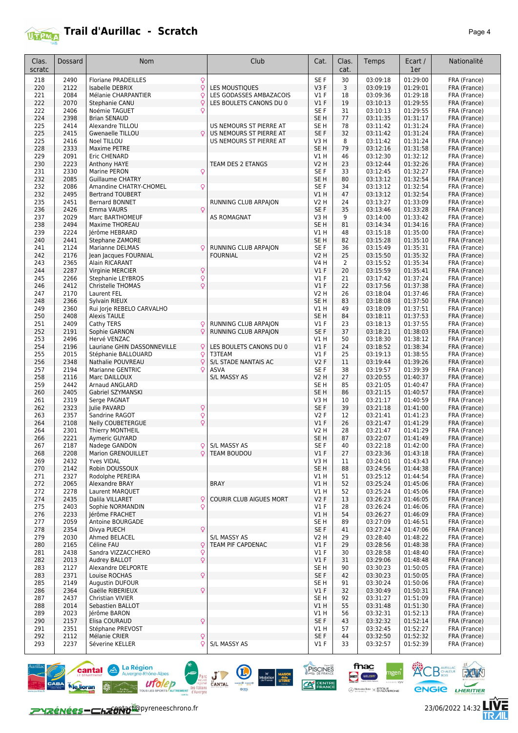# Trail d'Aurillac - Scratch

| Clas. scratc | Dossard | Nom | | Club | Cat. | Clas. cat. | Temps | Ecart / 1er | Nationalité |
|---|---|---|---|---|---|---|---|---|---|
| 218 | 2490 | Floriane PRADEILLES | ♀ | | SE F | 30 | 03:09:18 | 01:29:00 | FRA (France) |
| 220 | 2122 | Isabelle DEBRIX | ♀ | LES MOUSTIQUES | V3 F | 3 | 03:09:19 | 01:29:01 | FRA (France) |
| 221 | 2084 | Mélanie CHARPANTIER | ♀ | LES GODASSES AMBAZACOIS | V1 F | 18 | 03:09:36 | 01:29:18 | FRA (France) |
| 222 | 2070 | Stephanie CANU | ♀ | LES BOULETS CANONS DU 0 | V1 F | 19 | 03:10:13 | 01:29:55 | FRA (France) |
| 222 | 2406 | Noémie TAGUET | ♀ | | SE F | 31 | 03:10:13 | 01:29:55 | FRA (France) |
| 224 | 2398 | Brian SENAUD | | | SE H | 77 | 03:11:35 | 01:31:17 | FRA (France) |
| 225 | 2414 | Alexandre TILLOU | | US NEMOURS ST PIERRE AT | SE H | 78 | 03:11:42 | 01:31:24 | FRA (France) |
| 225 | 2415 | Gwenaelle TILLOU | ♀ | US NEMOURS ST PIERRE AT | SE F | 32 | 03:11:42 | 01:31:24 | FRA (France) |
| 225 | 2416 | Noel TILLOU | | US NEMOURS ST PIERRE AT | V3 H | 8 | 03:11:42 | 01:31:24 | FRA (France) |
| 228 | 2333 | Maxime PETRE | | | SE H | 79 | 03:12:16 | 01:31:58 | FRA (France) |
| 229 | 2091 | Eric CHENARD | | | V1 H | 46 | 03:12:30 | 01:32:12 | FRA (France) |
| 230 | 2223 | Anthony HAYE | | TEAM DES 2 ETANGS | V2 H | 23 | 03:12:44 | 01:32:26 | FRA (France) |
| 231 | 2330 | Marine PERON | ♀ | | SE F | 33 | 03:12:45 | 01:32:27 | FRA (France) |
| 232 | 2085 | Guillaume CHATRY | | | SE H | 80 | 03:13:12 | 01:32:54 | FRA (France) |
| 232 | 2086 | Amandine CHATRY-CHOMEL | ♀ | | SE F | 34 | 03:13:12 | 01:32:54 | FRA (France) |
| 232 | 2495 | Bertrand TOUBERT | | | V1 H | 47 | 03:13:12 | 01:32:54 | FRA (France) |
| 235 | 2451 | Bernard BONNET | | RUNNING CLUB ARPAJON | V2 H | 24 | 03:13:27 | 01:33:09 | FRA (France) |
| 236 | 2426 | Emma VAURS | ♀ | | SE F | 35 | 03:13:46 | 01:33:28 | FRA (France) |
| 237 | 2029 | Marc BARTHOMEUF | | AS ROMAGNAT | V3 H | 9 | 03:14:00 | 01:33:42 | FRA (France) |
| 238 | 2494 | Maxime THOREAU | | | SE H | 81 | 03:14:34 | 01:34:16 | FRA (France) |
| 239 | 2224 | Jérôme HEBRARD | | | V1 H | 48 | 03:15:18 | 01:35:00 | FRA (France) |
| 240 | 2441 | Stephane ZAMORE | | | SE H | 82 | 03:15:28 | 01:35:10 | FRA (France) |
| 241 | 2124 | Marianne DELMAS | ♀ | RUNNING CLUB ARPAJON | SE F | 36 | 03:15:49 | 01:35:31 | FRA (France) |
| 242 | 2176 | Jean Jacques FOURNIAL | | FOURNIAL | V2 H | 25 | 03:15:50 | 01:35:32 | FRA (France) |
| 243 | 2365 | Alain RICARANT | | | V4 H | 2 | 03:15:52 | 01:35:34 | FRA (France) |
| 244 | 2287 | Virginie MERCIER | ♀ | | V1 F | 20 | 03:15:59 | 01:35:41 | FRA (France) |
| 245 | 2266 | Stephanie LEYBROS | ♀ | | V1 F | 21 | 03:17:42 | 01:37:24 | FRA (France) |
| 246 | 2412 | Christelle THOMAS | ♀ | | V1 F | 22 | 03:17:56 | 01:37:38 | FRA (France) |
| 247 | 2170 | Laurent FEL | | | V2 H | 26 | 03:18:04 | 01:37:46 | FRA (France) |
| 248 | 2366 | Sylvain RIEUX | | | SE H | 83 | 03:18:08 | 01:37:50 | FRA (France) |
| 249 | 2360 | Rui Jorje REBELO CARVALHO | | | V1 H | 49 | 03:18:09 | 01:37:51 | FRA (France) |
| 250 | 2408 | Alexis TAULE | | | SE H | 84 | 03:18:11 | 01:37:53 | FRA (France) |
| 251 | 2409 | Cathy TERS | ♀ | RUNNING CLUB ARPAJON | V1 F | 23 | 03:18:13 | 01:37:55 | FRA (France) |
| 252 | 2191 | Sophie GARNON | ♀ | RUNNING CLUB ARPAJON | SE F | 37 | 03:18:21 | 01:38:03 | FRA (France) |
| 253 | 2496 | Hervé VENZAC | | | V1 H | 50 | 03:18:30 | 01:38:12 | FRA (France) |
| 254 | 2196 | Lauriane GHIN DASSONNEVILLE | ♀ | LES BOULETS CANONS DU 0 | V1 F | 24 | 03:18:52 | 01:38:34 | FRA (France) |
| 255 | 2015 | Stéphanie BALLOUARD | ♀ | T3TEAM | V1 F | 25 | 03:19:13 | 01:38:55 | FRA (France) |
| 256 | 2348 | Nathalie POUVREAU | ♀ | S/L STADE NANTAIS AC | V2 F | 11 | 03:19:44 | 01:39:26 | FRA (France) |
| 257 | 2194 | Marianne GENTRIC | ♀ | ASVA | SE F | 38 | 03:19:57 | 01:39:39 | FRA (France) |
| 258 | 2116 | Marc DAILLOUX | | S/L MASSY AS | V2 H | 27 | 03:20:55 | 01:40:37 | FRA (France) |
| 259 | 2442 | Arnaud ANGLARD | | | SE H | 85 | 03:21:05 | 01:40:47 | FRA (France) |
| 260 | 2405 | Gabriel SZYMANSKI | | | SE H | 86 | 03:21:15 | 01:40:57 | FRA (France) |
| 261 | 2319 | Serge PAGNAT | | | V3 H | 10 | 03:21:17 | 01:40:59 | FRA (France) |
| 262 | 2323 | Julie PAVARD | ♀ | | SE F | 39 | 03:21:18 | 01:41:00 | FRA (France) |
| 263 | 2357 | Sandrine RAGOT | ♀ | | V2 F | 12 | 03:21:41 | 01:41:23 | FRA (France) |
| 264 | 2108 | Nelly COUBETERGUE | ♀ | | V1 F | 26 | 03:21:47 | 01:41:29 | FRA (France) |
| 264 | 2301 | Thierry MONTHEIL | | | V2 H | 28 | 03:21:47 | 01:41:29 | FRA (France) |
| 266 | 2221 | Aymeric GUYARD | | | SE H | 87 | 03:22:07 | 01:41:49 | FRA (France) |
| 267 | 2187 | Nadege GANDON | ♀ | S/L MASSY AS | SE F | 40 | 03:22:18 | 01:42:00 | FRA (France) |
| 268 | 2208 | Marion GRENOUILLET | ♀ | TEAM BOUDOU | V1 F | 27 | 03:23:36 | 01:43:18 | FRA (France) |
| 269 | 2432 | Yves VIDAL | | | V3 H | 11 | 03:24:01 | 01:43:43 | FRA (France) |
| 270 | 2142 | Robin DOUSSOUX | | | SE H | 88 | 03:24:56 | 01:44:38 | FRA (France) |
| 271 | 2327 | Rodolphe PEREIRA | | | V1 H | 51 | 03:25:12 | 01:44:54 | FRA (France) |
| 272 | 2065 | Alexandre BRAY | | BRAY | V1 H | 52 | 03:25:24 | 01:45:06 | FRA (France) |
| 272 | 2278 | Laurent MARQUET | | | V1 H | 52 | 03:25:24 | 01:45:06 | FRA (France) |
| 274 | 2435 | Dalila VILLARET | ♀ | COURIR CLUB AIGUES MORT | V2 F | 13 | 03:26:23 | 01:46:05 | FRA (France) |
| 275 | 2403 | Sophie NORMANDIN | ♀ | | V1 F | 28 | 03:26:24 | 01:46:06 | FRA (France) |
| 276 | 2233 | Jérôme FRACHET | | | V1 H | 54 | 03:26:27 | 01:46:09 | FRA (France) |
| 277 | 2059 | Antoine BOURGADE | | | SE H | 89 | 03:27:09 | 01:46:51 | FRA (France) |
| 278 | 2354 | Divya PUECH | ♀ | | SE F | 41 | 03:27:24 | 01:47:06 | FRA (France) |
| 279 | 2030 | Ahmed BELACEL | | S/L MASSY AS | V2 H | 29 | 03:28:40 | 01:48:22 | FRA (France) |
| 280 | 2165 | Céline FAU | ♀ | TEAM PIF CAPDENAC | V1 F | 29 | 03:28:56 | 01:48:38 | FRA (France) |
| 281 | 2438 | Sandra VIZZACCHERO | ♀ | | V1 F | 30 | 03:28:58 | 01:48:40 | FRA (France) |
| 282 | 2013 | Audrey BALLOT | ♀ | | V1 F | 31 | 03:29:06 | 01:48:48 | FRA (France) |
| 283 | 2127 | Alexandre DELPORTE | | | SE H | 90 | 03:30:23 | 01:50:05 | FRA (France) |
| 283 | 2371 | Louise ROCHAS | ♀ | | SE F | 42 | 03:30:23 | 01:50:05 | FRA (France) |
| 285 | 2149 | Augustin DUFOUR | | | SE H | 91 | 03:30:24 | 01:50:06 | FRA (France) |
| 286 | 2364 | Gaëlle RIBERIEUX | ♀ | | V1 F | 32 | 03:30:49 | 01:50:31 | FRA (France) |
| 287 | 2437 | Christian VIVIER | | | SE H | 92 | 03:31:27 | 01:51:09 | FRA (France) |
| 288 | 2014 | Sebastien BALLOT | | | V1 H | 55 | 03:31:48 | 01:51:30 | FRA (France) |
| 289 | 2023 | Jérôme BARON | | | V1 H | 56 | 03:32:31 | 01:52:13 | FRA (France) |
| 290 | 2157 | Elisa COURAUD | ♀ | | SE F | 43 | 03:32:32 | 01:52:14 | FRA (France) |
| 291 | 2351 | Stéphane PREVOST | | | V1 H | 57 | 03:32:45 | 01:52:27 | FRA (France) |
| 292 | 2112 | Mélanie CRIER | ♀ | | SE F | 44 | 03:32:50 | 01:52:32 | FRA (France) |
| 293 | 2237 | Séverine KELLER | ♀ | S/L MASSY AS | V1 F | 33 | 03:32:57 | 01:52:39 | FRA (France) |

contact@pyreneeschrono.fr

23/06/2022 14:32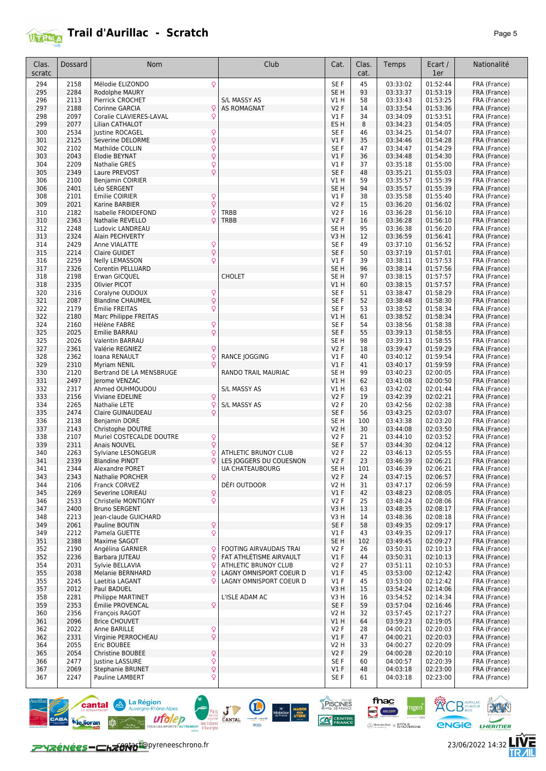# Trail d'Aurillac - Scratch

| Clas. scratc | Dossard | Nom | | Club | Cat. | Clas. cat. | Temps | Ecart / 1er | Nationalité |
|---|---|---|---|---|---|---|---|---|---|
| 294 | 2158 | Mélodie ELIZONDO | ♀ | | SE F | 45 | 03:33:02 | 01:52:44 | FRA (France) |
| 295 | 2284 | Rodolphe MAURY | | | SE H | 93 | 03:33:37 | 01:53:19 | FRA (France) |
| 296 | 2113 | Pierrick CROCHET | | S/L MASSY AS | V1 H | 58 | 03:33:43 | 01:53:25 | FRA (France) |
| 297 | 2188 | Corinne GARCIA | ♀ | AS ROMAGNAT | V2 F | 14 | 03:33:54 | 01:53:36 | FRA (France) |
| 298 | 2097 | Coralie CLAVIERES-LAVAL | ♀ | | V1 F | 34 | 03:34:09 | 01:53:51 | FRA (France) |
| 299 | 2077 | Lilian CATHALOT | | | ES H | 8 | 03:34:23 | 01:54:05 | FRA (France) |
| 300 | 2534 | Justine ROCAGEL | ♀ | | SE F | 46 | 03:34:25 | 01:54:07 | FRA (France) |
| 301 | 2125 | Severine DELORME | ♀ | | V1 F | 35 | 03:34:46 | 01:54:28 | FRA (France) |
| 302 | 2102 | Mathilde COLLIN | ♀ | | SE F | 47 | 03:34:47 | 01:54:29 | FRA (France) |
| 303 | 2043 | Elodie BEYNAT | ♀ | | V1 F | 36 | 03:34:48 | 01:54:30 | FRA (France) |
| 304 | 2209 | Nathalie GRES | ♀ | | V1 F | 37 | 03:35:18 | 01:55:00 | FRA (France) |
| 305 | 2349 | Laure PREVOST | ♀ | | SE F | 48 | 03:35:21 | 01:55:03 | FRA (France) |
| 306 | 2100 | Benjamin COIRIER | | | V1 H | 59 | 03:35:57 | 01:55:39 | FRA (France) |
| 306 | 2401 | Léo SERGENT | | | SE H | 94 | 03:35:57 | 01:55:39 | FRA (France) |
| 308 | 2101 | Emilie COIRIER | ♀ | | V1 F | 38 | 03:35:58 | 01:55:40 | FRA (France) |
| 309 | 2021 | Karine BARBIER | ♀ | | V2 F | 15 | 03:36:20 | 01:56:02 | FRA (France) |
| 310 | 2182 | Isabelle FROIDEFOND | ♀ | TRBB | V2 F | 16 | 03:36:28 | 01:56:10 | FRA (France) |
| 310 | 2363 | Nathalie REVELLO | ♀ | TRBB | V2 F | 16 | 03:36:28 | 01:56:10 | FRA (France) |
| 312 | 2248 | Ludovic LANDREAU | | | SE H | 95 | 03:36:38 | 01:56:20 | FRA (France) |
| 313 | 2324 | Alain PECHVERTY | | | V3 H | 12 | 03:36:59 | 01:56:41 | FRA (France) |
| 314 | 2429 | Anne VIALATTE | ♀ | | SE F | 49 | 03:37:10 | 01:56:52 | FRA (France) |
| 315 | 2214 | Claire GUIDET | ♀ | | SE F | 50 | 03:37:19 | 01:57:01 | FRA (France) |
| 316 | 2259 | Nelly LEMASSON | ♀ | | V1 F | 39 | 03:38:11 | 01:57:53 | FRA (France) |
| 317 | 2326 | Corentin PELLUARD | | | SE H | 96 | 03:38:14 | 01:57:56 | FRA (France) |
| 318 | 2198 | Erwan GICQUEL | | CHOLET | SE H | 97 | 03:38:15 | 01:57:57 | FRA (France) |
| 318 | 2335 | Olivier PICOT | | | V1 H | 60 | 03:38:15 | 01:57:57 | FRA (France) |
| 320 | 2316 | Coralyne OUDOUX | ♀ | | SE F | 51 | 03:38:47 | 01:58:29 | FRA (France) |
| 321 | 2087 | Blandine CHAUMEIL | ♀ | | SE F | 52 | 03:38:48 | 01:58:30 | FRA (France) |
| 322 | 2179 | Émilie FREITAS | ♀ | | SE F | 53 | 03:38:52 | 01:58:34 | FRA (France) |
| 322 | 2180 | Marc Philippe FREITAS | | | V1 H | 61 | 03:38:52 | 01:58:34 | FRA (France) |
| 324 | 2160 | Hélène FABRE | ♀ | | SE F | 54 | 03:38:56 | 01:58:38 | FRA (France) |
| 325 | 2025 | Emilie BARRAU | ♀ | | SE F | 55 | 03:39:13 | 01:58:55 | FRA (France) |
| 325 | 2026 | Valentin BARRAU | | | SE H | 98 | 03:39:13 | 01:58:55 | FRA (France) |
| 327 | 2361 | Valérie REGNIEZ | ♀ | | V2 F | 18 | 03:39:47 | 01:59:29 | FRA (France) |
| 328 | 2362 | Ioana RENAULT | ♀ | RANCE JOGGING | V1 F | 40 | 03:40:12 | 01:59:54 | FRA (France) |
| 329 | 2310 | Myriam NENIL | ♀ | | V1 F | 41 | 03:40:17 | 01:59:59 | FRA (France) |
| 330 | 2120 | Bertrand DE LA MENSBRUGE | | RANDO TRAIL MAURIAC | SE H | 99 | 03:40:23 | 02:00:05 | FRA (France) |
| 331 | 2497 | Jerome VENZAC | | | V1 H | 62 | 03:41:08 | 02:00:50 | FRA (France) |
| 332 | 2317 | Ahmed OUHMOUDOU | | S/L MASSY AS | V1 H | 63 | 03:42:02 | 02:01:44 | FRA (France) |
| 333 | 2156 | Viviane EDELINE | ♀ | | V2 F | 19 | 03:42:39 | 02:02:21 | FRA (France) |
| 334 | 2265 | Nathalie LETE | ♀ | S/L MASSY AS | V2 F | 20 | 03:42:56 | 02:02:38 | FRA (France) |
| 335 | 2474 | Claire GUINAUDEAU | ♀ | | SE F | 56 | 03:43:25 | 02:03:07 | FRA (France) |
| 336 | 2138 | Benjamin DORE | | | SE H | 100 | 03:43:38 | 02:03:20 | FRA (France) |
| 337 | 2143 | Christophe DOUTRE | | | V2 H | 30 | 03:44:08 | 02:03:50 | FRA (France) |
| 338 | 2107 | Muriel COSTECALDE DOUTRE | ♀ | | V2 F | 21 | 03:44:10 | 02:03:52 | FRA (France) |
| 339 | 2311 | Anais NOUVEL | ♀ | | SE F | 57 | 03:44:30 | 02:04:12 | FRA (France) |
| 340 | 2263 | Sylviane LESONGEUR | ♀ | ATHLETIC BRUNOY CLUB | V2 F | 22 | 03:46:13 | 02:05:55 | FRA (France) |
| 341 | 2339 | Blandine PINOT | ♀ | LES JOGGERS DU COUESNON | V2 F | 23 | 03:46:39 | 02:06:21 | FRA (France) |
| 341 | 2344 | Alexandre PORET | | UA CHATEAUBOURG | SE H | 101 | 03:46:39 | 02:06:21 | FRA (France) |
| 343 | 2343 | Nathalie PORCHER | ♀ | | V2 F | 24 | 03:47:15 | 02:06:57 | FRA (France) |
| 344 | 2106 | Franck CORVEZ | | DÉFI OUTDOOR | V2 H | 31 | 03:47:17 | 02:06:59 | FRA (France) |
| 345 | 2269 | Severine LORIEAU | ♀ | | V1 F | 42 | 03:48:23 | 02:08:05 | FRA (France) |
| 346 | 2533 | Christelle MONTIGNY | ♀ | | V2 F | 25 | 03:48:24 | 02:08:06 | FRA (France) |
| 347 | 2400 | Bruno SERGENT | | | V3 H | 13 | 03:48:35 | 02:08:17 | FRA (France) |
| 348 | 2213 | Jean-claude GUICHARD | | | V3 H | 14 | 03:48:36 | 02:08:18 | FRA (France) |
| 349 | 2061 | Pauline BOUTIN | ♀ | | SE F | 58 | 03:49:35 | 02:09:17 | FRA (France) |
| 349 | 2212 | Pamela GUETTE | ♀ | | V1 F | 43 | 03:49:35 | 02:09:17 | FRA (France) |
| 351 | 2388 | Maxime SAGOT | | | SE H | 102 | 03:49:45 | 02:09:27 | FRA (France) |
| 352 | 2190 | Angélina GARNIER | ♀ | FOOTING AIRVAUDAIS TRAI | V2 F | 26 | 03:50:31 | 02:10:13 | FRA (France) |
| 352 | 2236 | Barbara JUTEAU | ♀ | FAT ATHLÉTISME AIRVAULT | V1 F | 44 | 03:50:31 | 02:10:13 | FRA (France) |
| 354 | 2031 | Sylvie BELLAVIA | ♀ | ATHLETIC BRUNOY CLUB | V2 F | 27 | 03:51:11 | 02:10:53 | FRA (France) |
| 355 | 2038 | Melanie BERNHARD | ♀ | LAGNY OMNISPORT COEUR D | V1 F | 45 | 03:53:00 | 02:12:42 | FRA (France) |
| 355 | 2245 | Laetitia LAGANT | ♀ | LAGNY OMNISPORT COEUR D | V1 F | 45 | 03:53:00 | 02:12:42 | FRA (France) |
| 357 | 2012 | Paul BADUEL | | | V3 H | 15 | 03:54:24 | 02:14:06 | FRA (France) |
| 358 | 2281 | Philippe MARTINET | | L'ISLE ADAM AC | V3 H | 16 | 03:54:52 | 02:14:34 | FRA (France) |
| 359 | 2353 | Émilie PROVENCAL | ♀ | | SE F | 59 | 03:57:04 | 02:16:46 | FRA (France) |
| 360 | 2356 | François RAGOT | | | V2 H | 32 | 03:57:45 | 02:17:27 | FRA (France) |
| 361 | 2096 | Brice CHOUVET | | | V1 H | 64 | 03:59:23 | 02:19:05 | FRA (France) |
| 362 | 2022 | Anne BARILLE | ♀ | | V2 F | 28 | 04:00:21 | 02:20:03 | FRA (France) |
| 362 | 2331 | Virginie PERROCHEAU | ♀ | | V1 F | 47 | 04:00:21 | 02:20:03 | FRA (France) |
| 364 | 2055 | Eric BOUBEE | | | V2 H | 33 | 04:00:27 | 02:20:09 | FRA (France) |
| 365 | 2054 | Christine BOUBEE | ♀ | | V2 F | 29 | 04:00:28 | 02:20:10 | FRA (France) |
| 366 | 2477 | Justine LASSURE | ♀ | | SE F | 60 | 04:00:57 | 02:20:39 | FRA (France) |
| 367 | 2069 | Stephanie BRUNET | ♀ | | V1 F | 48 | 04:03:18 | 02:23:00 | FRA (France) |
| 367 | 2247 | Pauline LAMBERT | ♀ | | SE F | 61 | 04:03:18 | 02:23:00 | FRA (France) |

contact@pyreneeschrono.fr

23/06/2022 14:32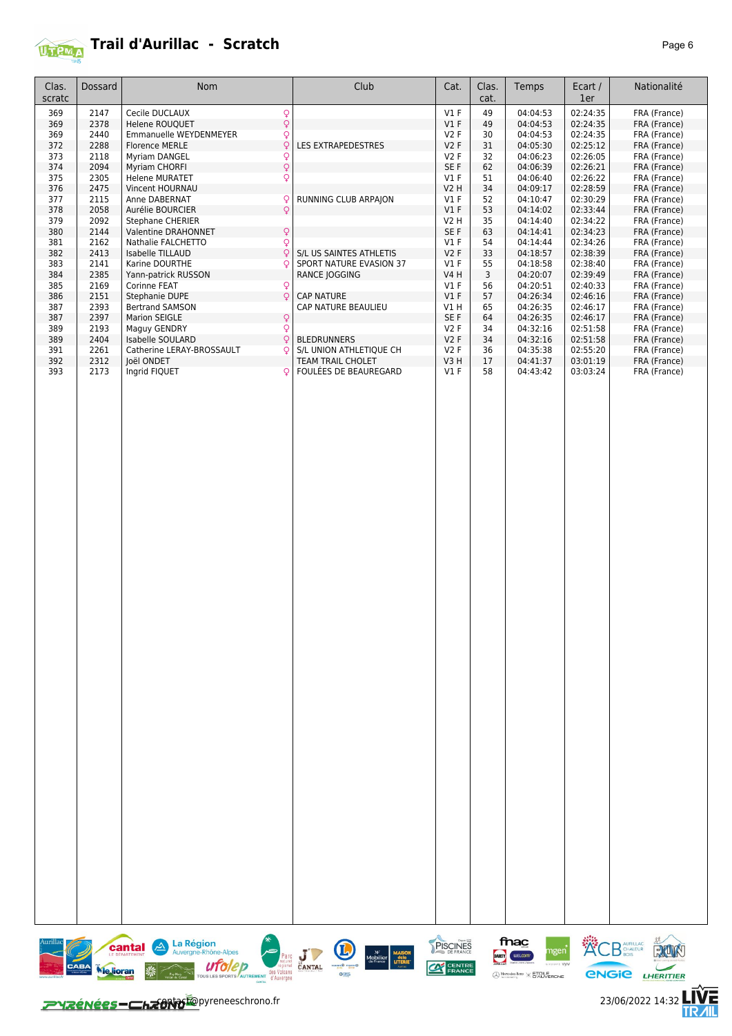# Trail d'Aurillac - Scratch

| Clas. scratc | Dossard | Nom | Club | Cat. | Clas. cat. | Temps | Ecart / 1er | Nationalité |
|---|---|---|---|---|---|---|---|---|
| 369 | 2147 | Cecile DUCLAUX ♀ | | V1 F | 49 | 04:04:53 | 02:24:35 | FRA (France) |
| 369 | 2378 | Helene ROUQUET ♀ | | V1 F | 49 | 04:04:53 | 02:24:35 | FRA (France) |
| 369 | 2440 | Emmanuelle WEYDENMEYER ♀ | | V2 F | 30 | 04:04:53 | 02:24:35 | FRA (France) |
| 372 | 2288 | Florence MERLE ♀ | LES EXTRAPEDESTRES | V2 F | 31 | 04:05:30 | 02:25:12 | FRA (France) |
| 373 | 2118 | Myriam DANGEL ♀ | | V2 F | 32 | 04:06:23 | 02:26:05 | FRA (France) |
| 374 | 2094 | Myriam CHORFI ♀ | | SE F | 62 | 04:06:39 | 02:26:21 | FRA (France) |
| 375 | 2305 | Helene MURATET ♀ | | V1 F | 51 | 04:06:40 | 02:26:22 | FRA (France) |
| 376 | 2475 | Vincent HOURNAU | | V2 H | 34 | 04:09:17 | 02:28:59 | FRA (France) |
| 377 | 2115 | Anne DABERNAT ♀ | RUNNING CLUB ARPAJON | V1 F | 52 | 04:10:47 | 02:30:29 | FRA (France) |
| 378 | 2058 | Aurélie BOURCIER ♀ | | V1 F | 53 | 04:14:02 | 02:33:44 | FRA (France) |
| 379 | 2092 | Stephane CHERIER | | V2 H | 35 | 04:14:40 | 02:34:22 | FRA (France) |
| 380 | 2144 | Valentine DRAHONNET ♀ | | SE F | 63 | 04:14:41 | 02:34:23 | FRA (France) |
| 381 | 2162 | Nathalie FALCHETTO ♀ | | V1 F | 54 | 04:14:44 | 02:34:26 | FRA (France) |
| 382 | 2413 | Isabelle TILLAUD ♀ | S/L US SAINTES ATHLETIS | V2 F | 33 | 04:18:57 | 02:38:39 | FRA (France) |
| 383 | 2141 | Karine DOURTHE ♀ | SPORT NATURE EVASION 37 | V1 F | 55 | 04:18:58 | 02:38:40 | FRA (France) |
| 384 | 2385 | Yann-patrick RUSSON | RANCE JOGGING | V4 H | 3 | 04:20:07 | 02:39:49 | FRA (France) |
| 385 | 2169 | Corinne FEAT ♀ | | V1 F | 56 | 04:20:51 | 02:40:33 | FRA (France) |
| 386 | 2151 | Stephanie DUPE ♀ | CAP NATURE | V1 F | 57 | 04:26:34 | 02:46:16 | FRA (France) |
| 387 | 2393 | Bertrand SAMSON | CAP NATURE BEAULIEU | V1 H | 65 | 04:26:35 | 02:46:17 | FRA (France) |
| 387 | 2397 | Marion SEIGLE ♀ | | SE F | 64 | 04:26:35 | 02:46:17 | FRA (France) |
| 389 | 2193 | Maguy GENDRY ♀ | | V2 F | 34 | 04:32:16 | 02:51:58 | FRA (France) |
| 389 | 2404 | Isabelle SOULARD ♀ | BLEDRUNNERS | V2 F | 34 | 04:32:16 | 02:51:58 | FRA (France) |
| 391 | 2261 | Catherine LERAY-BROSSAULT ♀ | S/L UNION ATHLETIQUE CH | V2 F | 36 | 04:35:38 | 02:55:20 | FRA (France) |
| 392 | 2312 | Joël ONDET | TEAM TRAIL CHOLET | V3 H | 17 | 04:41:37 | 03:01:19 | FRA (France) |
| 393 | 2173 | Ingrid FIQUET ♀ | FOULÉES DE BEAUREGARD | V1 F | 58 | 04:43:42 | 03:03:24 | FRA (France) |

contact@pyreneeschrono.fr

23/06/2022 14:32